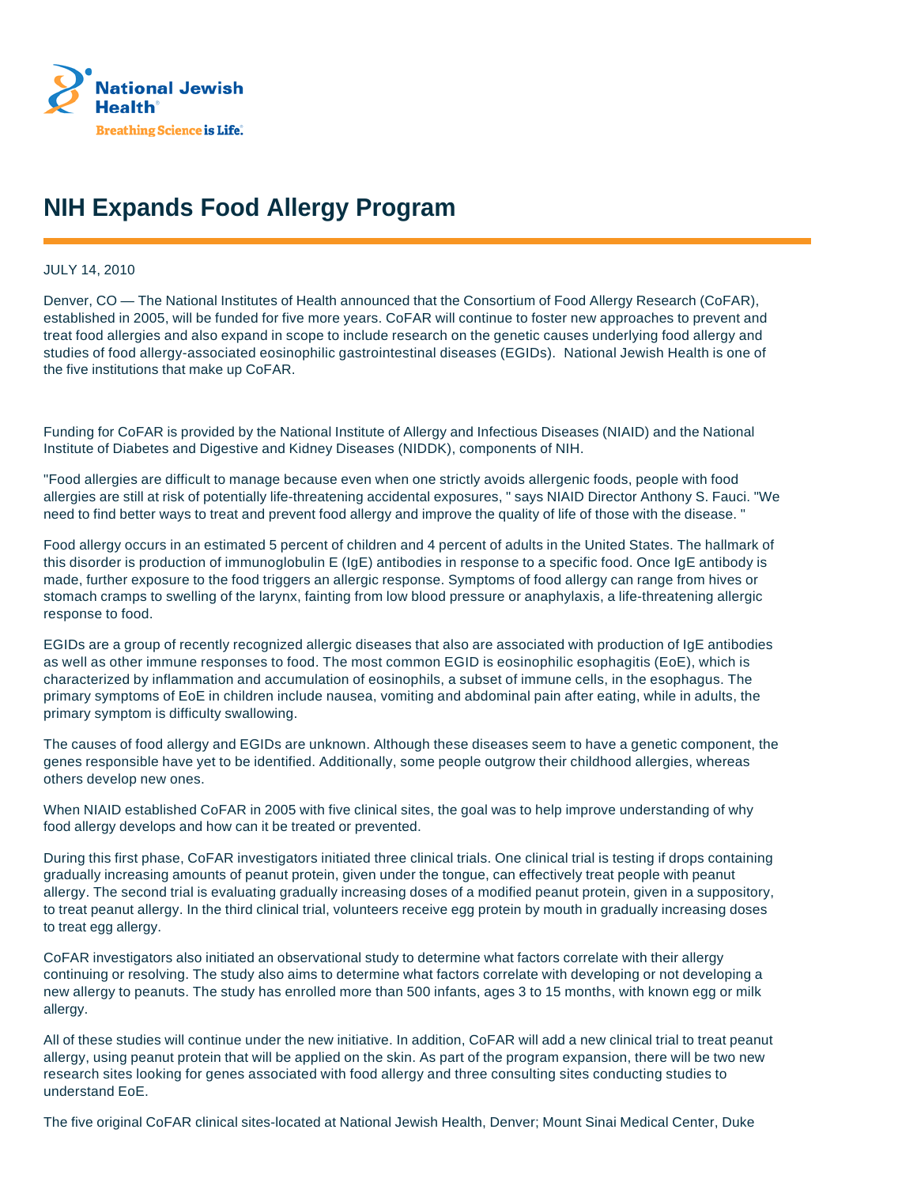National Jewish Health

Breathing Science is Life.

# NIH Expands Food Allergy Program

JULY 14, 2010

Denver, CO — The National Institutes of Health announced that the Consortium of Food Allergy Research (CoFAR), established in 2005, will be funded for five more years. CoFAR will continue to foster new approaches to prevent and treat food allergies and also expand in scope to include research on the genetic causes underlying food allergy and studies of food allergy-associated eosinophilic gastrointestinal diseases (EGIDs). National Jewish Health is one of the five institutions that make up CoFAR.

Funding for CoFAR is provided by the National Institute of Allergy and Infectious Diseases (NIAID) and the National Institute of Diabetes and Digestive and Kidney Diseases (NIDDK), components of NIH.

"Food allergies are difficult to manage because even when one strictly avoids allergenic foods, people with food allergies are still at risk of potentially life-threatening accidental exposures, " says NIAID Director Anthony S. Fauci. "We need to find better ways to treat and prevent food allergy and improve the quality of life of those with the disease. "

Food allergy occurs in an estimated 5 percent of children and 4 percent of adults in the United States. The hallmark of this disorder is production of immunoglobulin E (IgE) antibodies in response to a specific food. Once IgE antibody is made, further exposure to the food triggers an allergic response. Symptoms of food allergy can range from hives or stomach cramps to swelling of the larynx, fainting from low blood pressure or anaphylaxis, a life-threatening allergic response to food.

EGIDs are a group of recently recognized allergic diseases that also are associated with production of IgE antibodies as well as other immune responses to food. The most common EGID is eosinophilic esophagitis (EoE), which is characterized by inflammation and accumulation of eosinophils, a subset of immune cells, in the esophagus. The primary symptoms of EoE in children include nausea, vomiting and abdominal pain after eating, while in adults, the primary symptom is difficulty swallowing.

The causes of food allergy and EGIDs are unknown. Although these diseases seem to have a genetic component, the genes responsible have yet to be identified. Additionally, some people outgrow their childhood allergies, whereas others develop new ones.

When NIAID established CoFAR in 2005 with five clinical sites, the goal was to help improve understanding of why food allergy develops and how can it be treated or prevented.

During this first phase, CoFAR investigators initiated three clinical trials. One clinical trial is testing if drops containing gradually increasing amounts of peanut protein, given under the tongue, can effectively treat people with peanut allergy. The second trial is evaluating gradually increasing doses of a modified peanut protein, given in a suppository, to treat peanut allergy. In the third clinical trial, volunteers receive egg protein by mouth in gradually increasing doses to treat egg allergy.

CoFAR investigators also initiated an observational study to determine what factors correlate with their allergy continuing or resolving. The study also aims to determine what factors correlate with developing or not developing a new allergy to peanuts. The study has enrolled more than 500 infants, ages 3 to 15 months, with known egg or milk allergy.

All of these studies will continue under the new initiative. In addition, CoFAR will add a new clinical trial to treat peanut allergy, using peanut protein that will be applied on the skin. As part of the program expansion, there will be two new research sites looking for genes associated with food allergy and three consulting sites conducting studies to understand EoE.

The five original CoFAR clinical sites-located at National Jewish Health, Denver; Mount Sinai Medical Center, Duke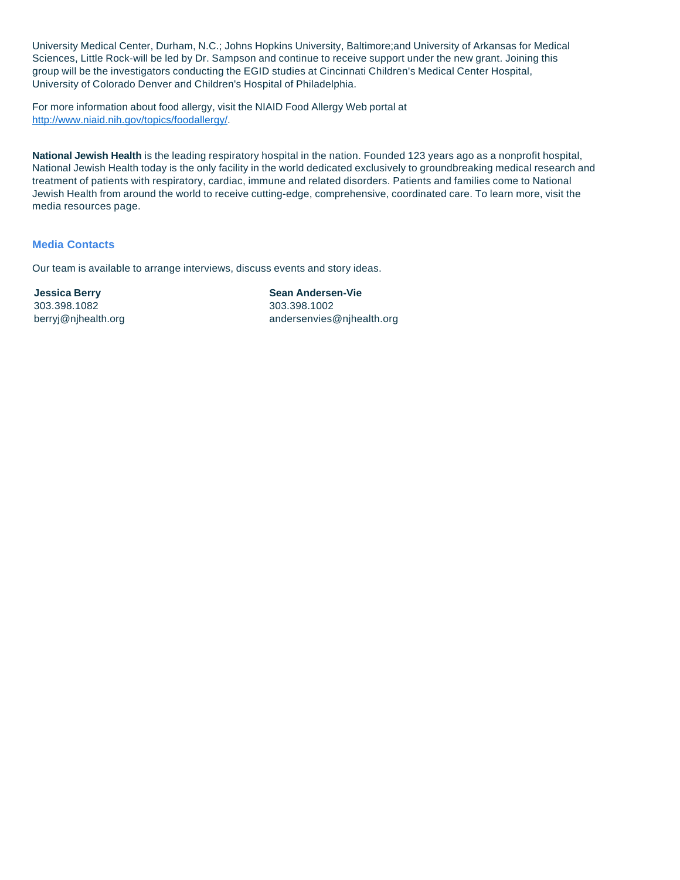University Medical Center, Durham, N.C.; Johns Hopkins University, Baltimore;and University of Arkansas for Medical Sciences, Little Rock-will be led by Dr. Sampson and continue to receive support under the new grant. Joining this group will be the investigators conducting the EGID studies at Cincinnati Children's Medical Center Hospital, University of Colorado Denver and Children's Hospital of Philadelphia.

For more information about food allergy, visit the NIAID Food Allergy Web portal at [http://www.niaid.nih.gov/topics/foodallergy/](http://www.niaid.nih.gov/topics/foodallergy/).

**National Jewish Health** is the leading respiratory hospital in the nation. Founded 123 years ago as a nonprofit hospital, National Jewish Health today is the only facility in the world dedicated exclusively to groundbreaking medical research and treatment of patients with respiratory, cardiac, immune and related disorders. Patients and families come to National Jewish Health from around the world to receive cutting-edge, comprehensive, coordinated care. To learn more, visit the media resources page.

### Media Contacts

Our team is available to arrange interviews, discuss events and story ideas.

**Jessica Berry**
303.398.1082
berryj@njhealth.org

**Sean Andersen-Vie**
303.398.1002
andersenvies@njhealth.org